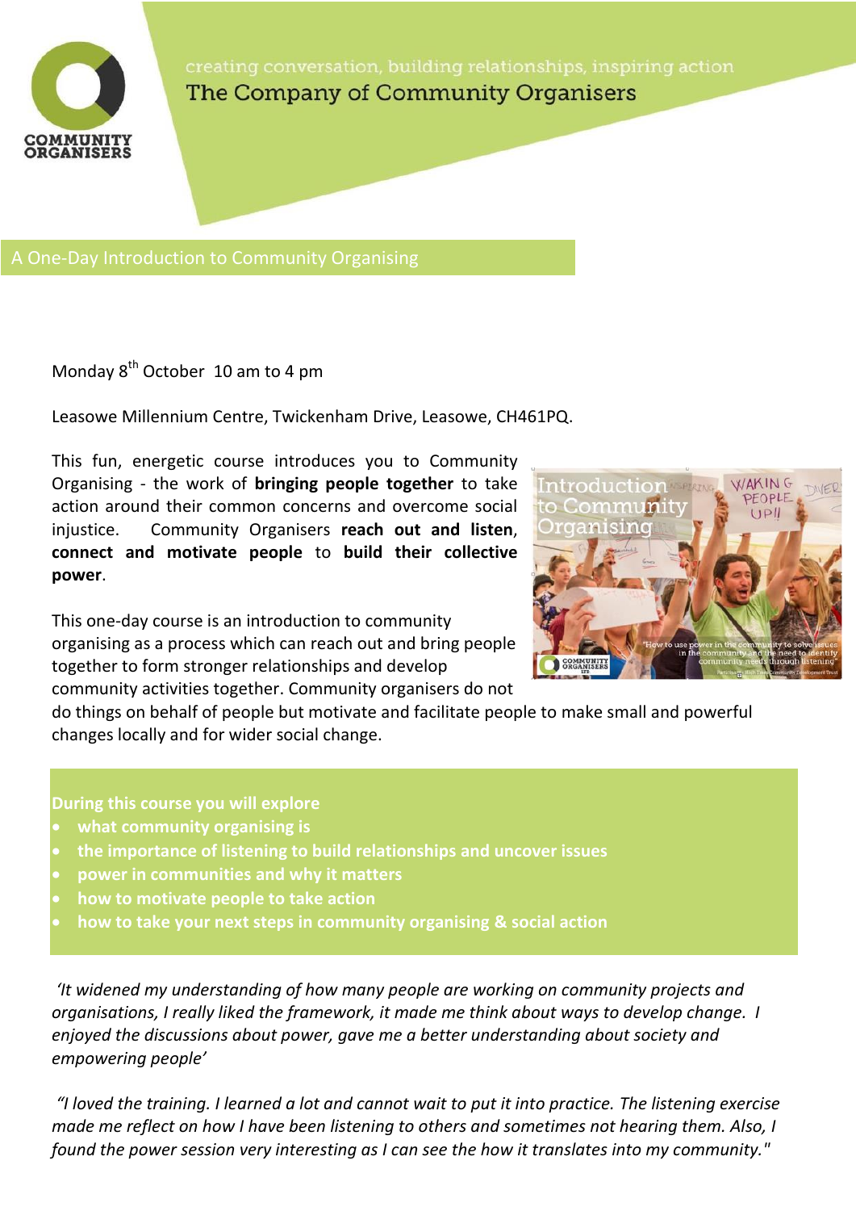creating conversation, building relationships, inspiring action

The Company of Community Organisers

# A One-Day Introduction to Community Organising

Monday 8th October 10 am to 4 pm

Leasowe Millennium Centre, Twickenham Drive, Leasowe, CH461PQ.

This fun, energetic course introduces you to Community Organising - the work of **bringing people together** to take action around their common concerns and overcome social injustice. Community Organisers **reach out and listen**, **connect and motivate people** to **build their collective power**.

This one-day course is an introduction to community organising as a process which can reach out and bring people together to form stronger relationships and develop community activities together. Community organisers do not do things on behalf of people but motivate and facilitate people to make small and powerful changes locally and for wider social change.

**During this course you will explore**

- **what community organising is**
- **the importance of listening to build relationships and uncover issues**
- **power in communities and why it matters**
- **how to motivate people to take action**
- **how to take your next steps in community organising & social action**

*'It widened my understanding of how many people are working on community projects and organisations, I really liked the framework, it made me think about ways to develop change. I enjoyed the discussions about power, gave me a better understanding about society and empowering people'*

*"I loved the training. I learned a lot and cannot wait to put it into practice. The listening exercise made me reflect on how I have been listening to others and sometimes not hearing them. Also, I found the power session very interesting as I can see the how it translates into my community."*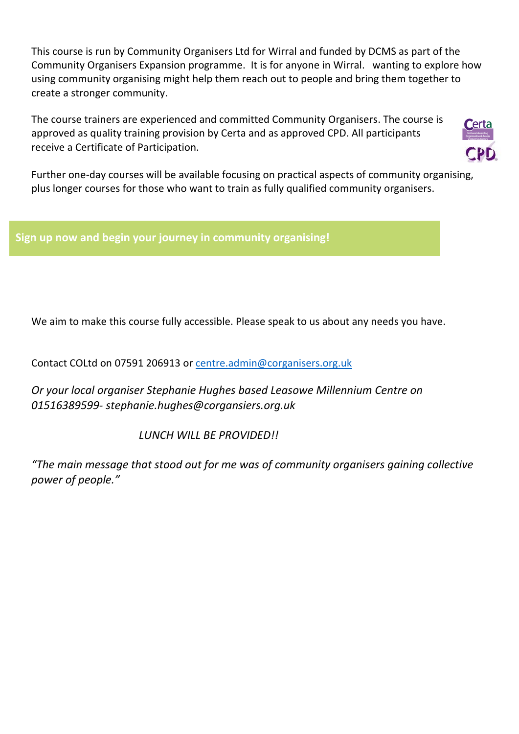This course is run by Community Organisers Ltd for Wirral and funded by DCMS as part of the Community Organisers Expansion programme. It is for anyone in Wirral. wanting to explore how using community organising might help them reach out to people and bring them together to create a stronger community.

The course trainers are experienced and committed Community Organisers. The course is approved as quality training provision by Certa and as approved CPD. All participants receive a Certificate of Participation.

Further one-day courses will be available focusing on practical aspects of community organising, plus longer courses for those who want to train as fully qualified community organisers.

**Sign up now and begin your journey in community organising!**

We aim to make this course fully accessible. Please speak to us about any needs you have.

Contact COLtd on 07591 206913 or centre.admin@corganisers.org.uk

*Or your local organiser Stephanie Hughes based Leasowe Millennium Centre on 01516389599- stephanie.hughes@corgansiers.org.uk*

*LUNCH WILL BE PROVIDED!!*

*"The main message that stood out for me was of community organisers gaining collective power of people."*